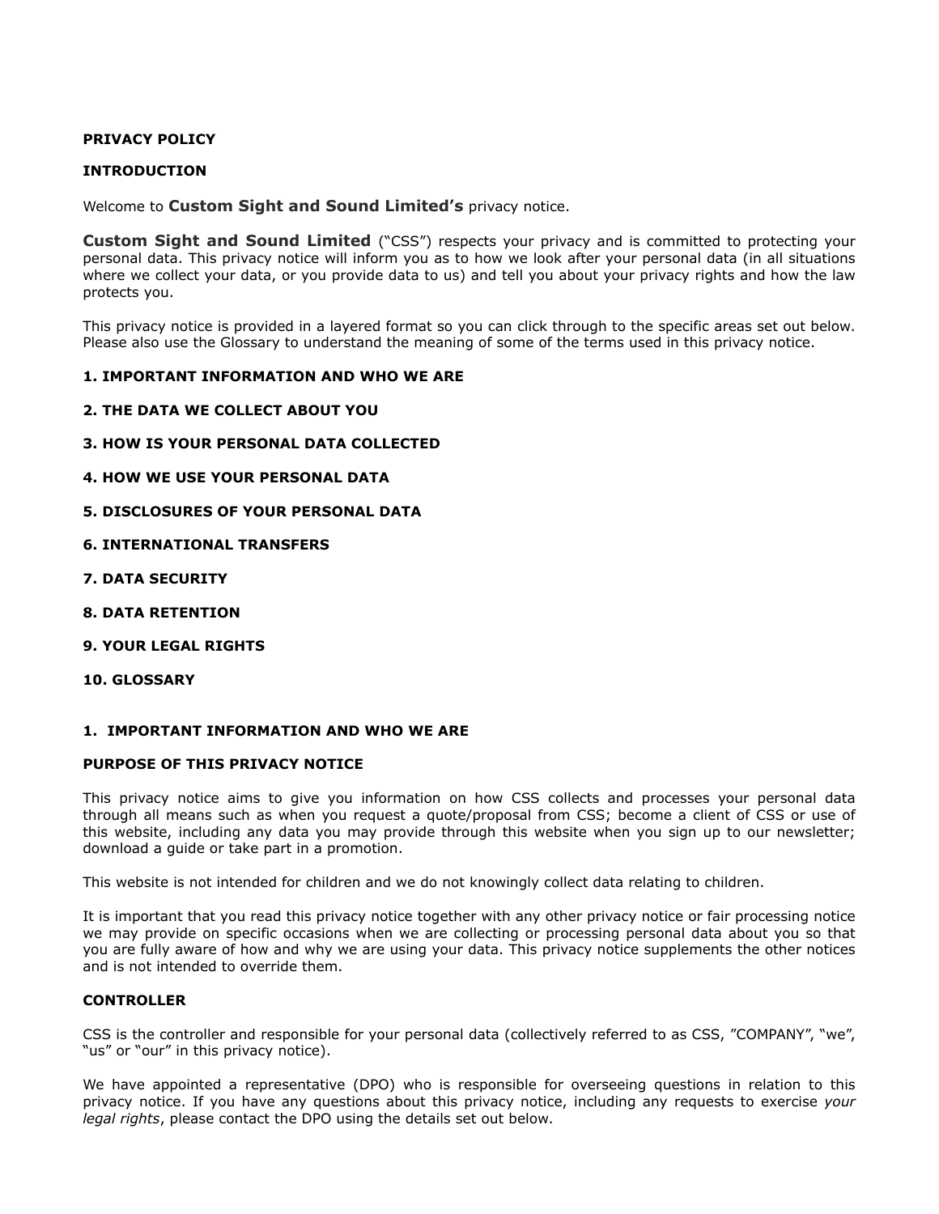# PRIVACY POLICY

## INTRODUCTION

Welcome to **Custom Sight and Sound Limited's** privacy notice.

**Custom Sight and Sound Limited** ("CSS") respects your privacy and is committed to protecting your personal data. This privacy notice will inform you as to how we look after your personal data (in all situations where we collect your data, or you provide data to us) and tell you about your privacy rights and how the law protects you.

This privacy notice is provided in a layered format so you can click through to the specific areas set out below. Please also use the Glossary to understand the meaning of some of the terms used in this privacy notice.

**1. IMPORTANT INFORMATION AND WHO WE ARE**

**2. THE DATA WE COLLECT ABOUT YOU**

**3. HOW IS YOUR PERSONAL DATA COLLECTED**

**4. HOW WE USE YOUR PERSONAL DATA**

**5. DISCLOSURES OF YOUR PERSONAL DATA**

**6. INTERNATIONAL TRANSFERS**

**7. DATA SECURITY**

**8. DATA RETENTION**

**9. YOUR LEGAL RIGHTS**

**10. GLOSSARY**

## 1. IMPORTANT INFORMATION AND WHO WE ARE

### PURPOSE OF THIS PRIVACY NOTICE

This privacy notice aims to give you information on how CSS collects and processes your personal data through all means such as when you request a quote/proposal from CSS; become a client of CSS or use of this website, including any data you may provide through this website when you sign up to our newsletter; download a guide or take part in a promotion.

This website is not intended for children and we do not knowingly collect data relating to children.

It is important that you read this privacy notice together with any other privacy notice or fair processing notice we may provide on specific occasions when we are collecting or processing personal data about you so that you are fully aware of how and why we are using your data. This privacy notice supplements the other notices and is not intended to override them.

### CONTROLLER

CSS is the controller and responsible for your personal data (collectively referred to as CSS, "COMPANY", "we", "us" or "our" in this privacy notice).

We have appointed a representative (DPO) who is responsible for overseeing questions in relation to this privacy notice. If you have any questions about this privacy notice, including any requests to exercise *your legal rights*, please contact the DPO using the details set out below.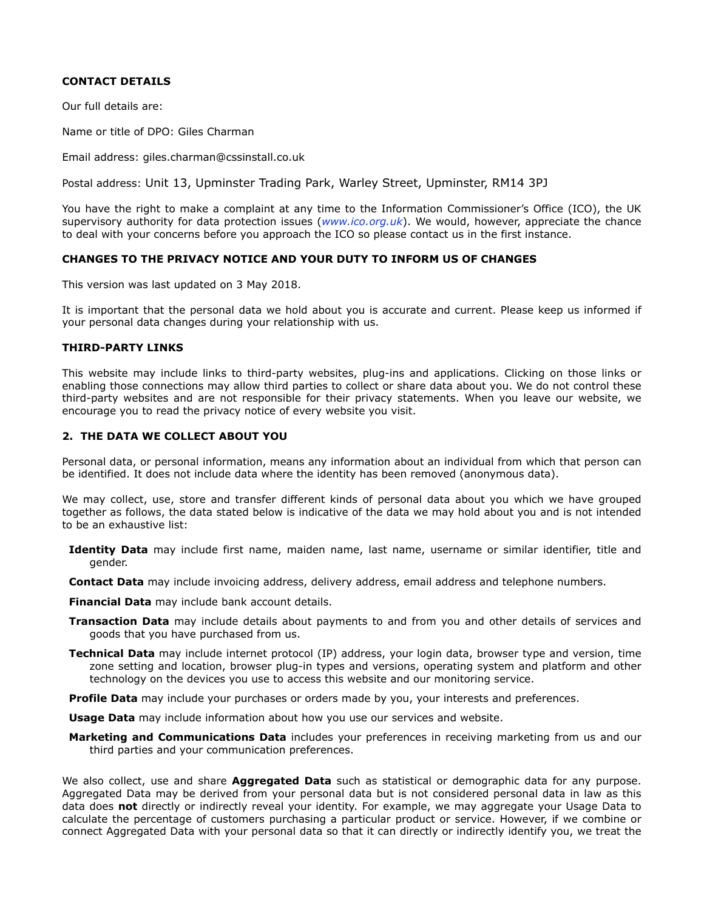### CONTACT DETAILS

Our full details are:

Name or title of DPO: Giles Charman

Email address: giles.charman@cssinstall.co.uk

Postal address: Unit 13, Upminster Trading Park, Warley Street, Upminster, RM14 3PJ

You have the right to make a complaint at any time to the Information Commissioner's Office (ICO), the UK supervisory authority for data protection issues (*www.ico.org.uk*). We would, however, appreciate the chance to deal with your concerns before you approach the ICO so please contact us in the first instance.

### CHANGES TO THE PRIVACY NOTICE AND YOUR DUTY TO INFORM US OF CHANGES

This version was last updated on 3 May 2018.

It is important that the personal data we hold about you is accurate and current. Please keep us informed if your personal data changes during your relationship with us.

### THIRD-PARTY LINKS

This website may include links to third-party websites, plug-ins and applications. Clicking on those links or enabling those connections may allow third parties to collect or share data about you. We do not control these third-party websites and are not responsible for their privacy statements. When you leave our website, we encourage you to read the privacy notice of every website you visit.

## 2. THE DATA WE COLLECT ABOUT YOU

Personal data, or personal information, means any information about an individual from which that person can be identified. It does not include data where the identity has been removed (anonymous data).

We may collect, use, store and transfer different kinds of personal data about you which we have grouped together as follows, the data stated below is indicative of the data we may hold about you and is not intended to be an exhaustive list:

- **Identity Data** may include first name, maiden name, last name, username or similar identifier, title and gender.
- **Contact Data** may include invoicing address, delivery address, email address and telephone numbers.
- **Financial Data** may include bank account details.
- **Transaction Data** may include details about payments to and from you and other details of services and goods that you have purchased from us.
- **Technical Data** may include internet protocol (IP) address, your login data, browser type and version, time zone setting and location, browser plug-in types and versions, operating system and platform and other technology on the devices you use to access this website and our monitoring service.
- **Profile Data** may include your purchases or orders made by you, your interests and preferences.
- **Usage Data** may include information about how you use our services and website.
- **Marketing and Communications Data** includes your preferences in receiving marketing from us and our third parties and your communication preferences.

We also collect, use and share **Aggregated Data** such as statistical or demographic data for any purpose. Aggregated Data may be derived from your personal data but is not considered personal data in law as this data does **not** directly or indirectly reveal your identity. For example, we may aggregate your Usage Data to calculate the percentage of customers purchasing a particular product or service. However, if we combine or connect Aggregated Data with your personal data so that it can directly or indirectly identify you, we treat the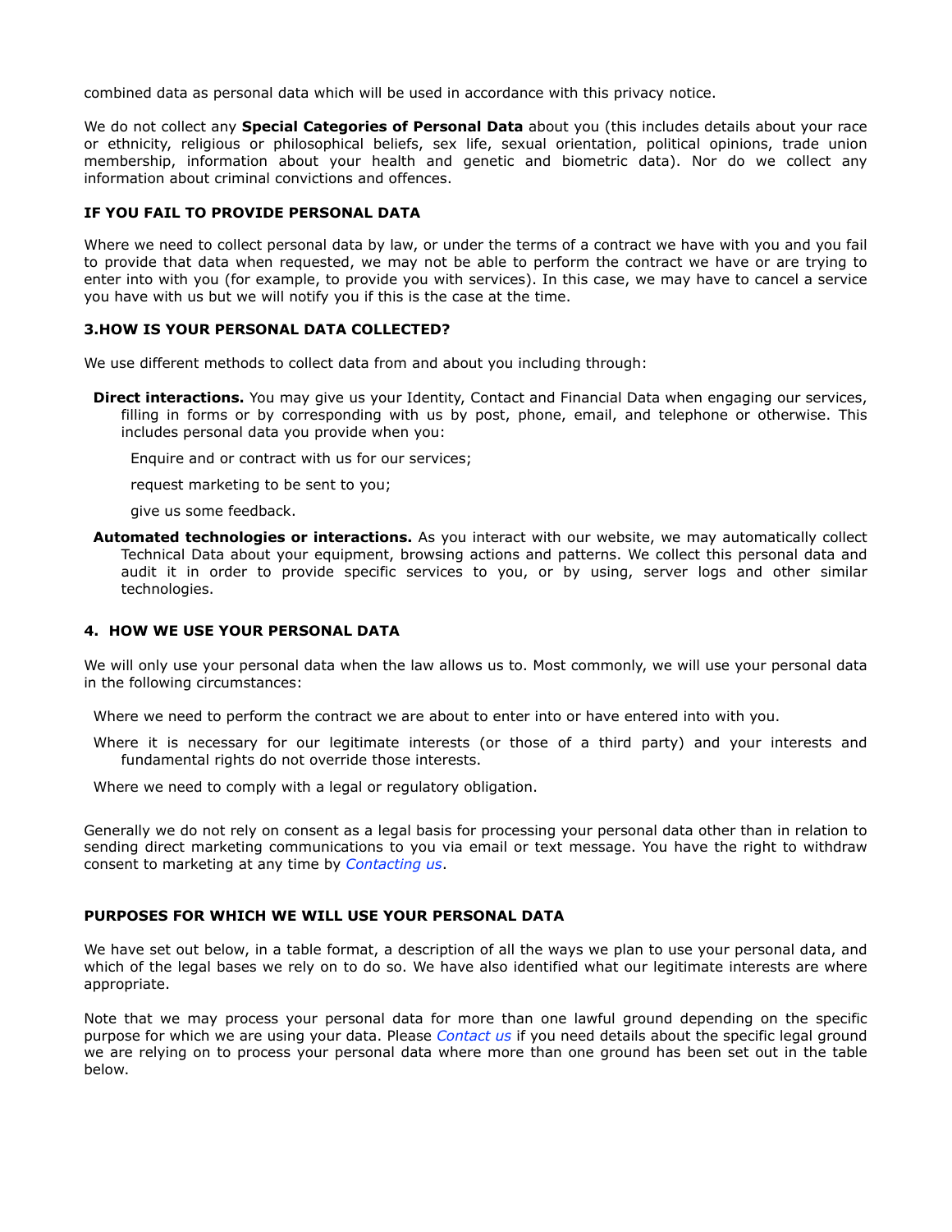combined data as personal data which will be used in accordance with this privacy notice.

We do not collect any **Special Categories of Personal Data** about you (this includes details about your race or ethnicity, religious or philosophical beliefs, sex life, sexual orientation, political opinions, trade union membership, information about your health and genetic and biometric data). Nor do we collect any information about criminal convictions and offences.

**IF YOU FAIL TO PROVIDE PERSONAL DATA**

Where we need to collect personal data by law, or under the terms of a contract we have with you and you fail to provide that data when requested, we may not be able to perform the contract we have or are trying to enter into with you (for example, to provide you with services). In this case, we may have to cancel a service you have with us but we will notify you if this is the case at the time.

**3.HOW IS YOUR PERSONAL DATA COLLECTED?**

We use different methods to collect data from and about you including through:

- **Direct interactions.** You may give us your Identity, Contact and Financial Data when engaging our services, filling in forms or by corresponding with us by post, phone, email, and telephone or otherwise. This includes personal data you provide when you:
  - Enquire and or contract with us for our services;
  - request marketing to be sent to you;
  - give us some feedback.
- **Automated technologies or interactions.** As you interact with our website, we may automatically collect Technical Data about your equipment, browsing actions and patterns. We collect this personal data and audit it in order to provide specific services to you, or by using, server logs and other similar technologies.

**4. HOW WE USE YOUR PERSONAL DATA**

We will only use your personal data when the law allows us to. Most commonly, we will use your personal data in the following circumstances:

- Where we need to perform the contract we are about to enter into or have entered into with you.
- Where it is necessary for our legitimate interests (or those of a third party) and your interests and fundamental rights do not override those interests.
- Where we need to comply with a legal or regulatory obligation.

Generally we do not rely on consent as a legal basis for processing your personal data other than in relation to sending direct marketing communications to you via email or text message. You have the right to withdraw consent to marketing at any time by *Contacting us*.

**PURPOSES FOR WHICH WE WILL USE YOUR PERSONAL DATA**

We have set out below, in a table format, a description of all the ways we plan to use your personal data, and which of the legal bases we rely on to do so. We have also identified what our legitimate interests are where appropriate.

Note that we may process your personal data for more than one lawful ground depending on the specific purpose for which we are using your data. Please *Contact us* if you need details about the specific legal ground we are relying on to process your personal data where more than one ground has been set out in the table below.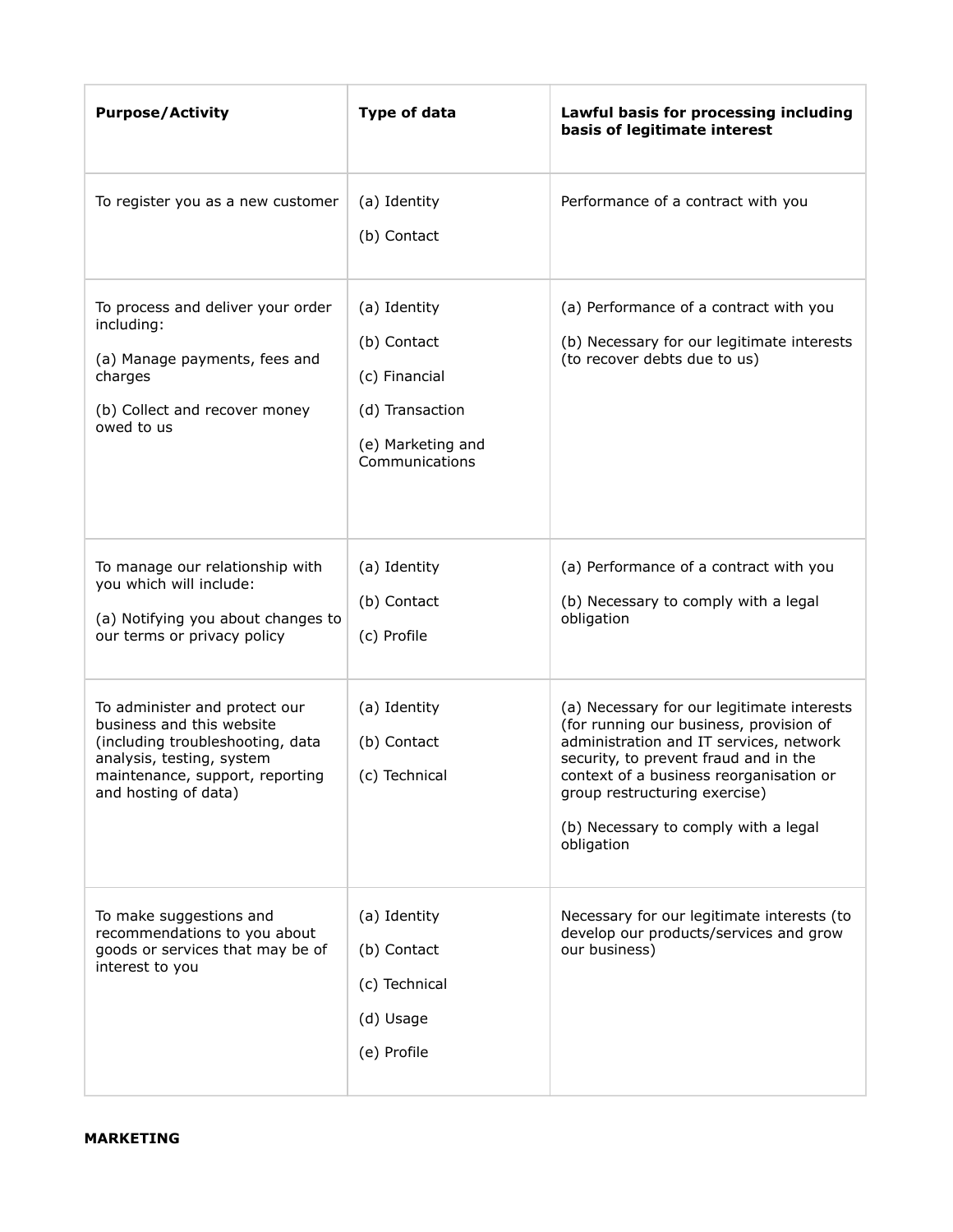| **Purpose/Activity** | **Type of data** | **Lawful basis for processing including basis of legitimate interest** |
|---|---|---|
| To register you as a new customer | (a) Identity<br><br>(b) Contact | Performance of a contract with you |
| To process and deliver your order including:<br><br>(a) Manage payments, fees and charges<br><br>(b) Collect and recover money owed to us | (a) Identity<br><br>(b) Contact<br><br>(c) Financial<br><br>(d) Transaction<br><br>(e) Marketing and Communications | (a) Performance of a contract with you<br><br>(b) Necessary for our legitimate interests (to recover debts due to us) |
| To manage our relationship with you which will include:<br><br>(a) Notifying you about changes to our terms or privacy policy | (a) Identity<br><br>(b) Contact<br><br>(c) Profile | (a) Performance of a contract with you<br><br>(b) Necessary to comply with a legal obligation |
| To administer and protect our business and this website (including troubleshooting, data analysis, testing, system maintenance, support, reporting and hosting of data) | (a) Identity<br><br>(b) Contact<br><br>(c) Technical | (a) Necessary for our legitimate interests (for running our business, provision of administration and IT services, network security, to prevent fraud and in the context of a business reorganisation or group restructuring exercise)<br><br>(b) Necessary to comply with a legal obligation |
| To make suggestions and recommendations to you about goods or services that may be of interest to you | (a) Identity<br><br>(b) Contact<br><br>(c) Technical<br><br>(d) Usage<br><br>(e) Profile | Necessary for our legitimate interests (to develop our products/services and grow our business) |

**MARKETING**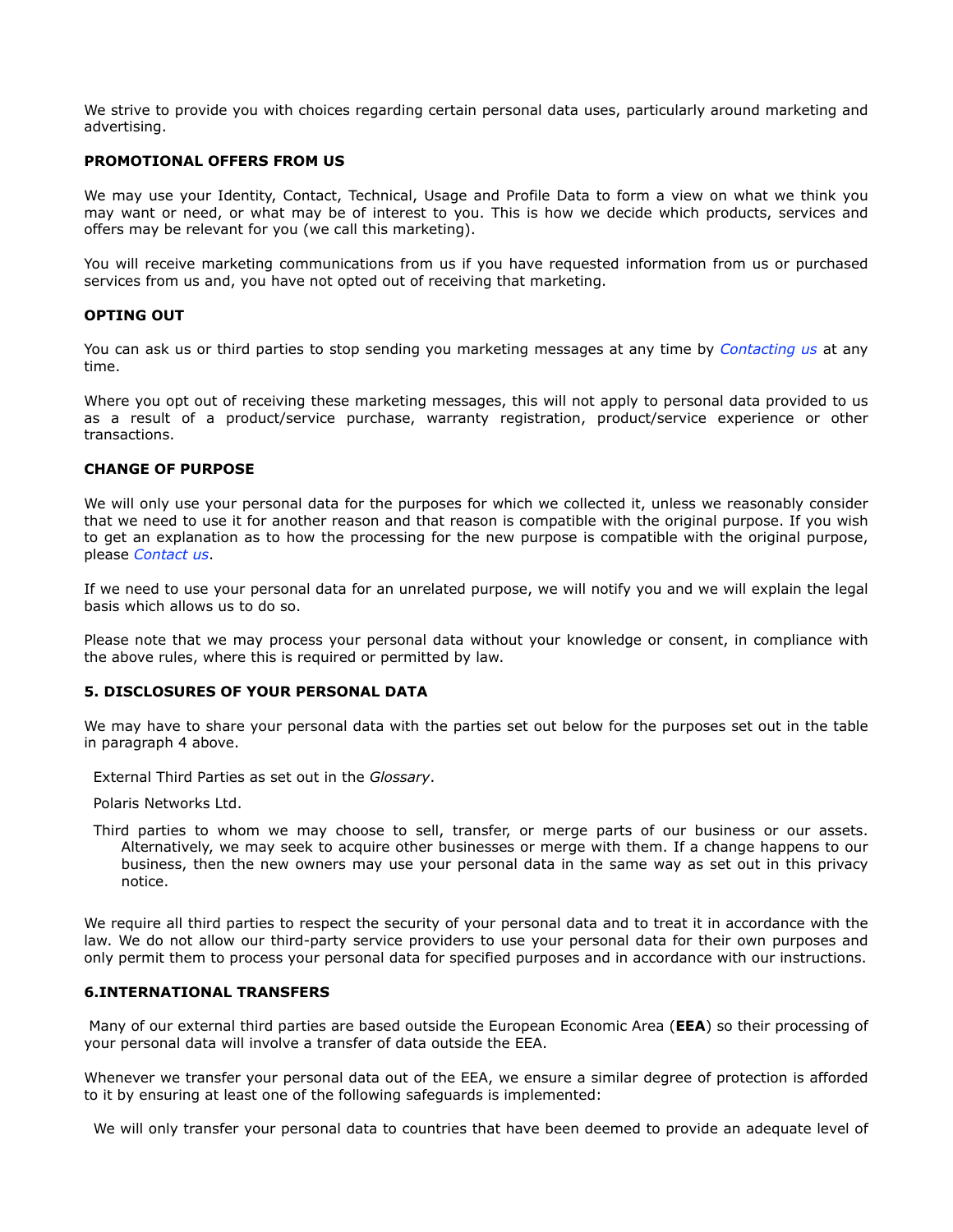We strive to provide you with choices regarding certain personal data uses, particularly around marketing and advertising.

**PROMOTIONAL OFFERS FROM US**

We may use your Identity, Contact, Technical, Usage and Profile Data to form a view on what we think you may want or need, or what may be of interest to you. This is how we decide which products, services and offers may be relevant for you (we call this marketing).

You will receive marketing communications from us if you have requested information from us or purchased services from us and, you have not opted out of receiving that marketing.

**OPTING OUT**

You can ask us or third parties to stop sending you marketing messages at any time by *Contacting us* at any time.

Where you opt out of receiving these marketing messages, this will not apply to personal data provided to us as a result of a product/service purchase, warranty registration, product/service experience or other transactions.

**CHANGE OF PURPOSE**

We will only use your personal data for the purposes for which we collected it, unless we reasonably consider that we need to use it for another reason and that reason is compatible with the original purpose. If you wish to get an explanation as to how the processing for the new purpose is compatible with the original purpose, please *Contact us*.

If we need to use your personal data for an unrelated purpose, we will notify you and we will explain the legal basis which allows us to do so.

Please note that we may process your personal data without your knowledge or consent, in compliance with the above rules, where this is required or permitted by law.

**5. DISCLOSURES OF YOUR PERSONAL DATA**

We may have to share your personal data with the parties set out below for the purposes set out in the table in paragraph 4 above.

- External Third Parties as set out in the *Glossary*.
- Polaris Networks Ltd.
- Third parties to whom we may choose to sell, transfer, or merge parts of our business or our assets. Alternatively, we may seek to acquire other businesses or merge with them. If a change happens to our business, then the new owners may use your personal data in the same way as set out in this privacy notice.

We require all third parties to respect the security of your personal data and to treat it in accordance with the law. We do not allow our third-party service providers to use your personal data for their own purposes and only permit them to process your personal data for specified purposes and in accordance with our instructions.

**6.INTERNATIONAL TRANSFERS**

Many of our external third parties are based outside the European Economic Area (**EEA**) so their processing of your personal data will involve a transfer of data outside the EEA.

Whenever we transfer your personal data out of the EEA, we ensure a similar degree of protection is afforded to it by ensuring at least one of the following safeguards is implemented:

- We will only transfer your personal data to countries that have been deemed to provide an adequate level of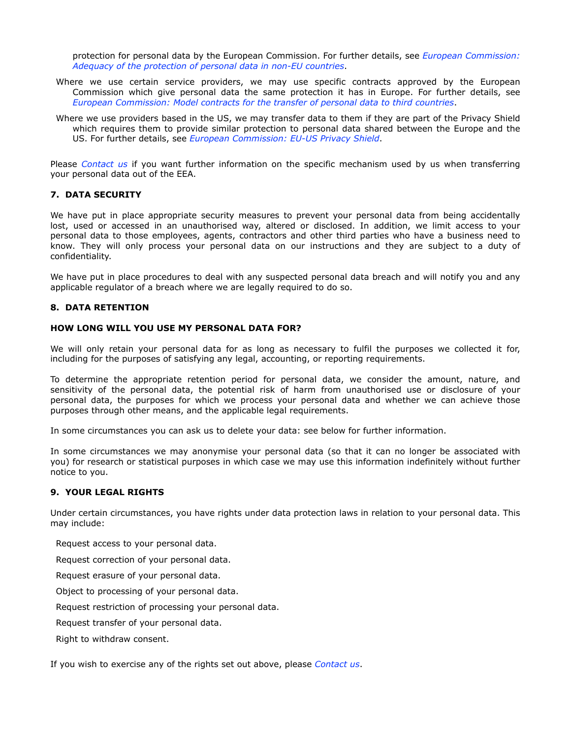protection for personal data by the European Commission. For further details, see *European Commission: Adequacy of the protection of personal data in non-EU countries*.

- Where we use certain service providers, we may use specific contracts approved by the European Commission which give personal data the same protection it has in Europe. For further details, see *European Commission: Model contracts for the transfer of personal data to third countries*.
- Where we use providers based in the US, we may transfer data to them if they are part of the Privacy Shield which requires them to provide similar protection to personal data shared between the Europe and the US. For further details, see *European Commission: EU-US Privacy Shield*.

Please *Contact us* if you want further information on the specific mechanism used by us when transferring your personal data out of the EEA.

### 7. DATA SECURITY

We have put in place appropriate security measures to prevent your personal data from being accidentally lost, used or accessed in an unauthorised way, altered or disclosed. In addition, we limit access to your personal data to those employees, agents, contractors and other third parties who have a business need to know. They will only process your personal data on our instructions and they are subject to a duty of confidentiality.

We have put in place procedures to deal with any suspected personal data breach and will notify you and any applicable regulator of a breach where we are legally required to do so.

### 8. DATA RETENTION

**HOW LONG WILL YOU USE MY PERSONAL DATA FOR?**

We will only retain your personal data for as long as necessary to fulfil the purposes we collected it for, including for the purposes of satisfying any legal, accounting, or reporting requirements.

To determine the appropriate retention period for personal data, we consider the amount, nature, and sensitivity of the personal data, the potential risk of harm from unauthorised use or disclosure of your personal data, the purposes for which we process your personal data and whether we can achieve those purposes through other means, and the applicable legal requirements.

In some circumstances you can ask us to delete your data: see below for further information.

In some circumstances we may anonymise your personal data (so that it can no longer be associated with you) for research or statistical purposes in which case we may use this information indefinitely without further notice to you.

### 9. YOUR LEGAL RIGHTS

Under certain circumstances, you have rights under data protection laws in relation to your personal data. This may include:

- Request access to your personal data.
- Request correction of your personal data.
- Request erasure of your personal data.
- Object to processing of your personal data.
- Request restriction of processing your personal data.
- Request transfer of your personal data.
- Right to withdraw consent.

If you wish to exercise any of the rights set out above, please *Contact us*.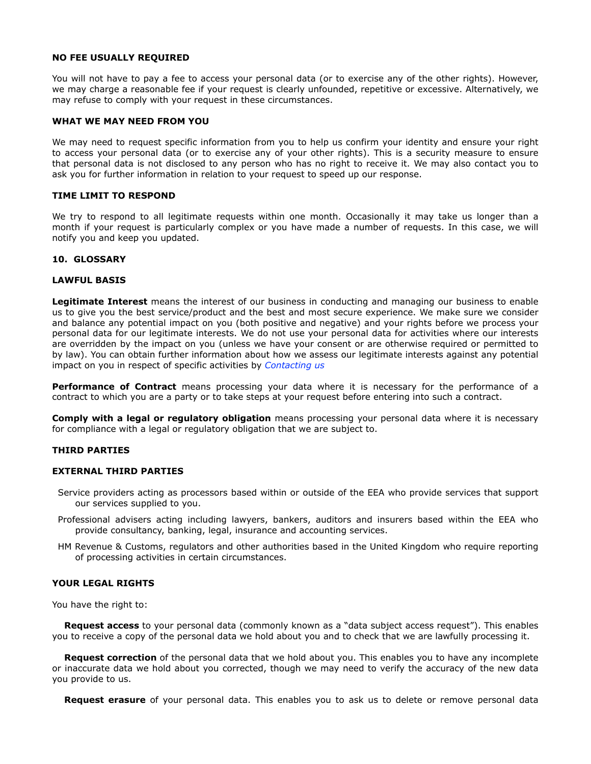**NO FEE USUALLY REQUIRED**

You will not have to pay a fee to access your personal data (or to exercise any of the other rights). However, we may charge a reasonable fee if your request is clearly unfounded, repetitive or excessive. Alternatively, we may refuse to comply with your request in these circumstances.

**WHAT WE MAY NEED FROM YOU**

We may need to request specific information from you to help us confirm your identity and ensure your right to access your personal data (or to exercise any of your other rights). This is a security measure to ensure that personal data is not disclosed to any person who has no right to receive it. We may also contact you to ask you for further information in relation to your request to speed up our response.

**TIME LIMIT TO RESPOND**

We try to respond to all legitimate requests within one month. Occasionally it may take us longer than a month if your request is particularly complex or you have made a number of requests. In this case, we will notify you and keep you updated.

## 10. GLOSSARY

**LAWFUL BASIS**

**Legitimate Interest** means the interest of our business in conducting and managing our business to enable us to give you the best service/product and the best and most secure experience. We make sure we consider and balance any potential impact on you (both positive and negative) and your rights before we process your personal data for our legitimate interests. We do not use your personal data for activities where our interests are overridden by the impact on you (unless we have your consent or are otherwise required or permitted to by law). You can obtain further information about how we assess our legitimate interests against any potential impact on you in respect of specific activities by *Contacting us*

**Performance of Contract** means processing your data where it is necessary for the performance of a contract to which you are a party or to take steps at your request before entering into such a contract.

**Comply with a legal or regulatory obligation** means processing your personal data where it is necessary for compliance with a legal or regulatory obligation that we are subject to.

**THIRD PARTIES**

**EXTERNAL THIRD PARTIES**

Service providers acting as processors based within or outside of the EEA who provide services that support our services supplied to you.

Professional advisers acting including lawyers, bankers, auditors and insurers based within the EEA who provide consultancy, banking, legal, insurance and accounting services.

HM Revenue & Customs, regulators and other authorities based in the United Kingdom who require reporting of processing activities in certain circumstances.

**YOUR LEGAL RIGHTS**

You have the right to:

**Request access** to your personal data (commonly known as a "data subject access request"). This enables you to receive a copy of the personal data we hold about you and to check that we are lawfully processing it.

**Request correction** of the personal data that we hold about you. This enables you to have any incomplete or inaccurate data we hold about you corrected, though we may need to verify the accuracy of the new data you provide to us.

**Request erasure** of your personal data. This enables you to ask us to delete or remove personal data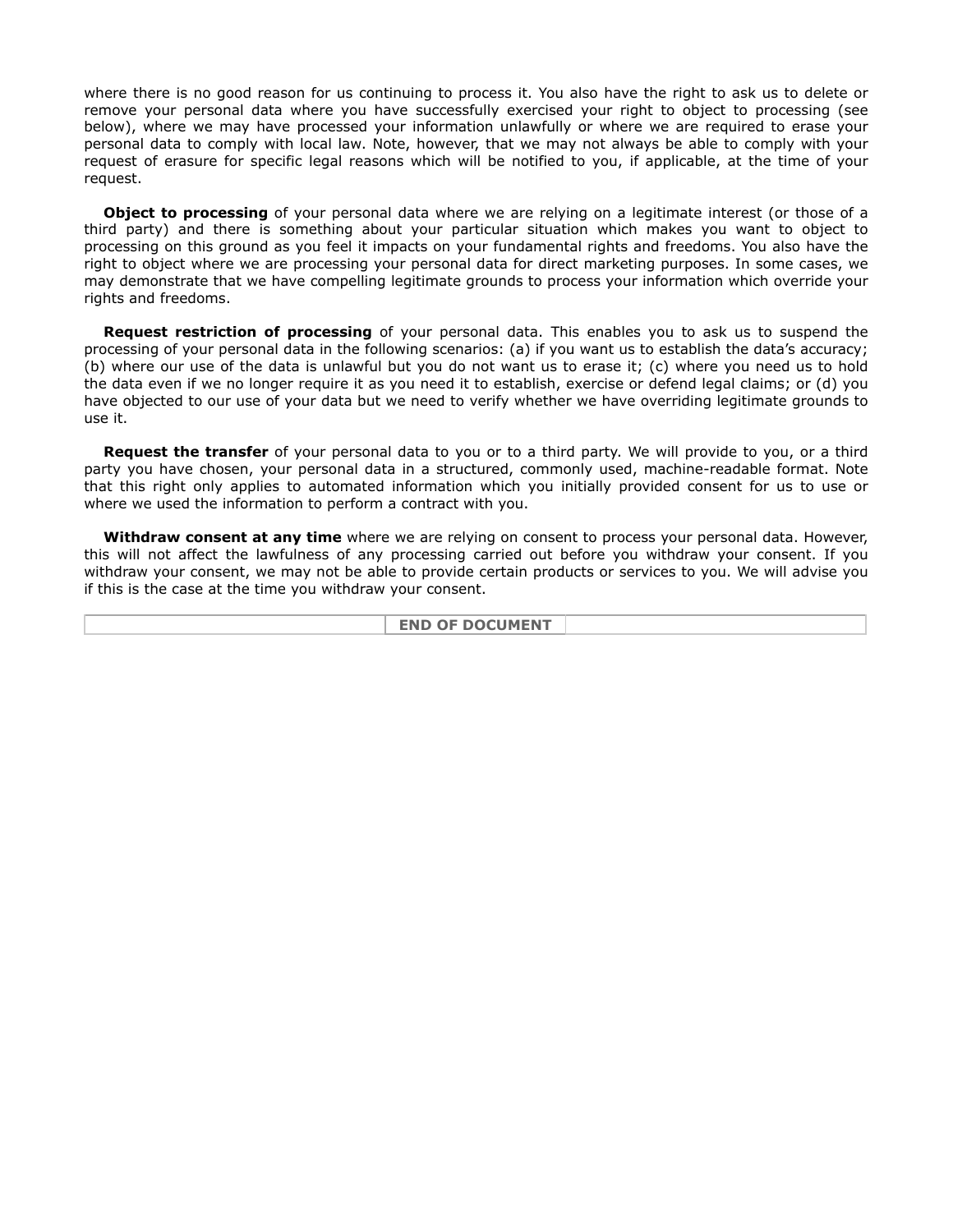where there is no good reason for us continuing to process it. You also have the right to ask us to delete or remove your personal data where you have successfully exercised your right to object to processing (see below), where we may have processed your information unlawfully or where we are required to erase your personal data to comply with local law. Note, however, that we may not always be able to comply with your request of erasure for specific legal reasons which will be notified to you, if applicable, at the time of your request.

**Object to processing** of your personal data where we are relying on a legitimate interest (or those of a third party) and there is something about your particular situation which makes you want to object to processing on this ground as you feel it impacts on your fundamental rights and freedoms. You also have the right to object where we are processing your personal data for direct marketing purposes. In some cases, we may demonstrate that we have compelling legitimate grounds to process your information which override your rights and freedoms.

**Request restriction of processing** of your personal data. This enables you to ask us to suspend the processing of your personal data in the following scenarios: (a) if you want us to establish the data's accuracy; (b) where our use of the data is unlawful but you do not want us to erase it; (c) where you need us to hold the data even if we no longer require it as you need it to establish, exercise or defend legal claims; or (d) you have objected to our use of your data but we need to verify whether we have overriding legitimate grounds to use it.

**Request the transfer** of your personal data to you or to a third party. We will provide to you, or a third party you have chosen, your personal data in a structured, commonly used, machine-readable format. Note that this right only applies to automated information which you initially provided consent for us to use or where we used the information to perform a contract with you.

**Withdraw consent at any time** where we are relying on consent to process your personal data. However, this will not affect the lawfulness of any processing carried out before you withdraw your consent. If you withdraw your consent, we may not be able to provide certain products or services to you. We will advise you if this is the case at the time you withdraw your consent.

**END OF DOCUMENT**